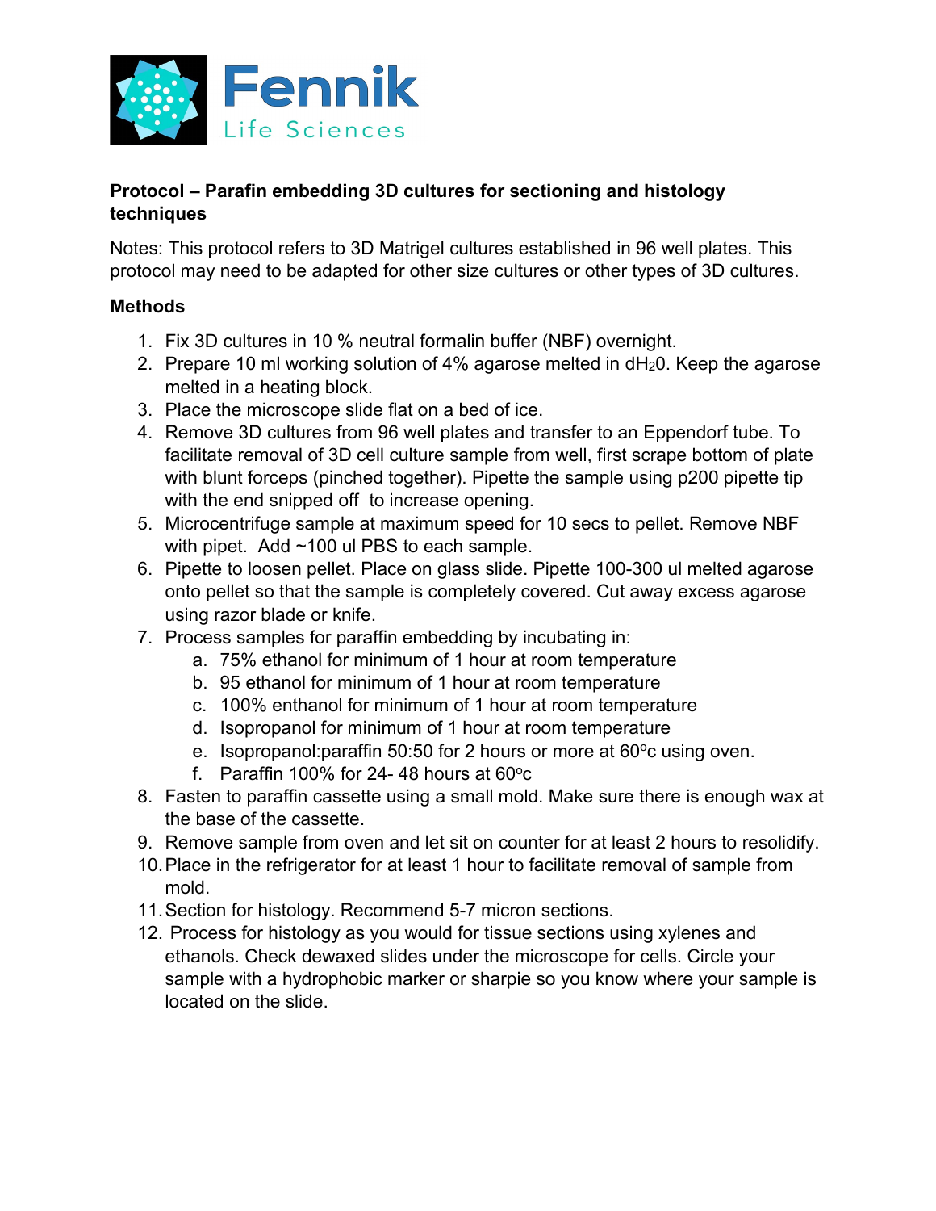Fennik Life Sciences

**Protocol – Parafin embedding 3D cultures for sectioning and histology techniques**

Notes: This protocol refers to 3D Matrigel cultures established in 96 well plates. This protocol may need to be adapted for other size cultures or other types of 3D cultures.

**Methods**

1. Fix 3D cultures in 10 % neutral formalin buffer (NBF) overnight.
2. Prepare 10 ml working solution of 4% agarose melted in $dH_20$. Keep the agarose melted in a heating block.
3. Place the microscope slide flat on a bed of ice.
4. Remove 3D cultures from 96 well plates and transfer to an Eppendorf tube. To facilitate removal of 3D cell culture sample from well, first scrape bottom of plate with blunt forceps (pinched together). Pipette the sample using p200 pipette tip with the end snipped off to increase opening.
5. Microcentrifuge sample at maximum speed for 10 secs to pellet. Remove NBF with pipet. Add ~100 ul PBS to each sample.
6. Pipette to loosen pellet. Place on glass slide. Pipette 100-300 ul melted agarose onto pellet so that the sample is completely covered. Cut away excess agarose using razor blade or knife.
7. Process samples for paraffin embedding by incubating in:
    a. 75% ethanol for minimum of 1 hour at room temperature
    b. 95 ethanol for minimum of 1 hour at room temperature
    c. 100% enthanol for minimum of 1 hour at room temperature
    d. Isopropanol for minimum of 1 hour at room temperature
    e. Isopropanol:paraffin 50:50 for 2 hours or more at 60$^{o}$c using oven.
    f. Paraffin 100% for 24- 48 hours at 60$^{o}$c
8. Fasten to paraffin cassette using a small mold. Make sure there is enough wax at the base of the cassette.
9. Remove sample from oven and let sit on counter for at least 2 hours to resolidify.
10. Place in the refrigerator for at least 1 hour to facilitate removal of sample from mold.
11. Section for histology. Recommend 5-7 micron sections.
12. Process for histology as you would for tissue sections using xylenes and ethanols. Check dewaxed slides under the microscope for cells. Circle your sample with a hydrophobic marker or sharpie so you know where your sample is located on the slide.